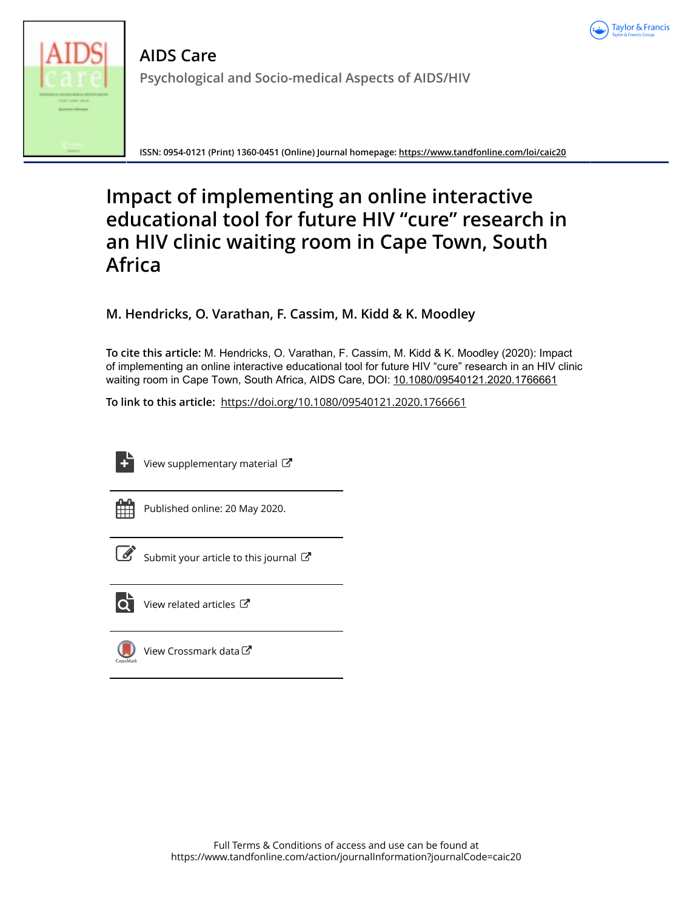# AIDS Care

## Psychological and Socio-medical Aspects of AIDS/HIV

**ISSN: 0954-0121 (Print) 1360-0451 (Online) Journal homepage: https://www.tandfonline.com/loi/caic20**

# Impact of implementing an online interactive educational tool for future HIV "cure" research in an HIV clinic waiting room in Cape Town, South Africa

**M. Hendricks, O. Varathan, F. Cassim, M. Kidd & K. Moodley**

**To cite this article:** M. Hendricks, O. Varathan, F. Cassim, M. Kidd & K. Moodley (2020): Impact of implementing an online interactive educational tool for future HIV "cure" research in an HIV clinic waiting room in Cape Town, South Africa, AIDS Care, DOI: 10.1080/09540121.2020.1766661

**To link to this article:** https://doi.org/10.1080/09540121.2020.1766661

View supplementary material

Published online: 20 May 2020.

Submit your article to this journal

View related articles

View Crossmark data

Full Terms & Conditions of access and use can be found at https://www.tandfonline.com/action/journalInformation?journalCode=caic20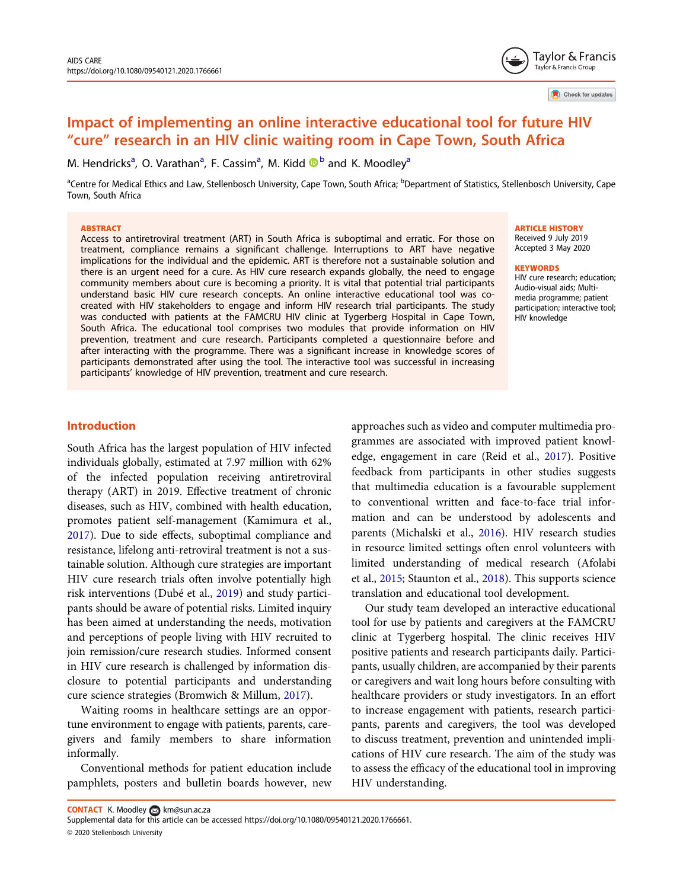# Impact of implementing an online interactive educational tool for future HIV "cure" research in an HIV clinic waiting room in Cape Town, South Africa

M. Hendricks[a], O. Varathan[a], F. Cassim[a], M. Kidd[b] and K. Moodley[a]

[a]Centre for Medical Ethics and Law, Stellenbosch University, Cape Town, South Africa; [b]Department of Statistics, Stellenbosch University, Cape Town, South Africa

## ABSTRACT

Access to antiretroviral treatment (ART) in South Africa is suboptimal and erratic. For those on treatment, compliance remains a significant challenge. Interruptions to ART have negative implications for the individual and the epidemic. ART is therefore not a sustainable solution and there is an urgent need for a cure. As HIV cure research expands globally, the need to engage community members about cure is becoming a priority. It is vital that potential trial participants understand basic HIV cure research concepts. An online interactive educational tool was co-created with HIV stakeholders to engage and inform HIV research trial participants. The study was conducted with patients at the FAMCRU HIV clinic at Tygerberg Hospital in Cape Town, South Africa. The educational tool comprises two modules that provide information on HIV prevention, treatment and cure research. Participants completed a questionnaire before and after interacting with the programme. There was a significant increase in knowledge scores of participants demonstrated after using the tool. The interactive tool was successful in increasing participants' knowledge of HIV prevention, treatment and cure research.

**ARTICLE HISTORY**
Received 9 July 2019
Accepted 3 May 2020

**KEYWORDS**
HIV cure research; education; Audio-visual aids; Multi-media programme; patient participation; interactive tool; HIV knowledge

## Introduction

South Africa has the largest population of HIV infected individuals globally, estimated at 7.97 million with 62% of the infected population receiving antiretroviral therapy (ART) in 2019. Effective treatment of chronic diseases, such as HIV, combined with health education, promotes patient self-management (Kamimura et al., 2017). Due to side effects, suboptimal compliance and resistance, lifelong anti-retroviral treatment is not a sustainable solution. Although cure strategies are important HIV cure research trials often involve potentially high risk interventions (Dubé et al., 2019) and study participants should be aware of potential risks. Limited inquiry has been aimed at understanding the needs, motivation and perceptions of people living with HIV recruited to join remission/cure research studies. Informed consent in HIV cure research is challenged by information disclosure to potential participants and understanding cure science strategies (Bromwich & Millum, 2017).

Waiting rooms in healthcare settings are an opportune environment to engage with patients, parents, caregivers and family members to share information informally.

Conventional methods for patient education include pamphlets, posters and bulletin boards however, new approaches such as video and computer multimedia programmes are associated with improved patient knowledge, engagement in care (Reid et al., 2017). Positive feedback from participants in other studies suggests that multimedia education is a favourable supplement to conventional written and face-to-face trial information and can be understood by adolescents and parents (Michalski et al., 2016). HIV research studies in resource limited settings often enrol volunteers with limited understanding of medical research (Afolabi et al., 2015; Staunton et al., 2018). This supports science translation and educational tool development.

Our study team developed an interactive educational tool for use by patients and caregivers at the FAMCRU clinic at Tygerberg hospital. The clinic receives HIV positive patients and research participants daily. Participants, usually children, are accompanied by their parents or caregivers and wait long hours before consulting with healthcare providers or study investigators. In an effort to increase engagement with patients, research participants, parents and caregivers, the tool was developed to discuss treatment, prevention and unintended implications of HIV cure research. The aim of the study was to assess the efficacy of the educational tool in improving HIV understanding.

**CONTACT** K. Moodley km@sun.ac.za
Supplemental data for this article can be accessed https://doi.org/10.1080/09540121.2020.1766661.
© 2020 Stellenbosch University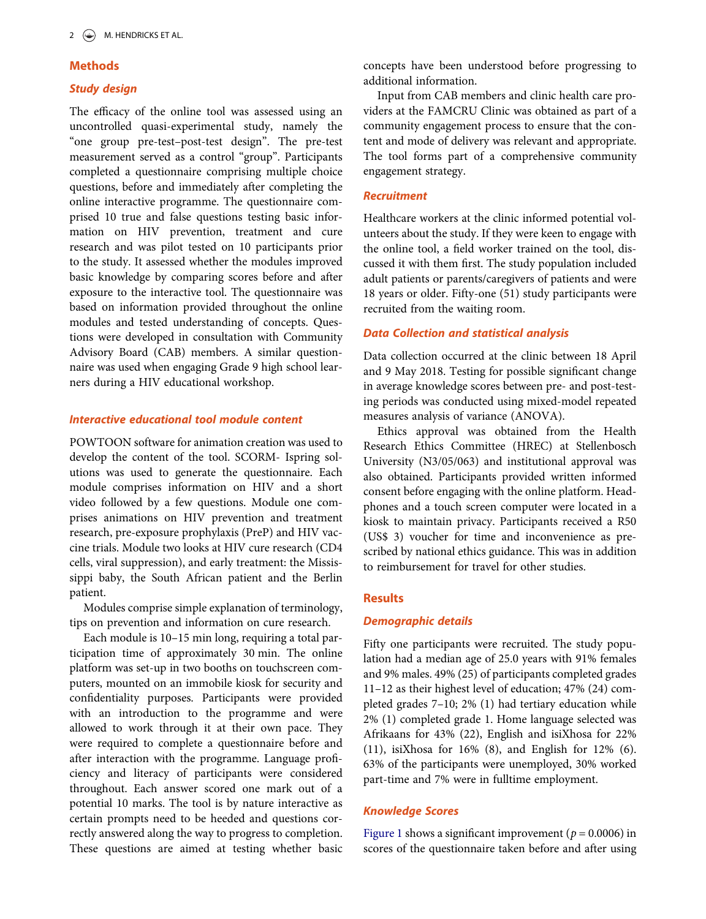## Methods

### Study design

The efficacy of the online tool was assessed using an uncontrolled quasi-experimental study, namely the "one group pre-test–post-test design". The pre-test measurement served as a control "group". Participants completed a questionnaire comprising multiple choice questions, before and immediately after completing the online interactive programme. The questionnaire comprised 10 true and false questions testing basic information on HIV prevention, treatment and cure research and was pilot tested on 10 participants prior to the study. It assessed whether the modules improved basic knowledge by comparing scores before and after exposure to the interactive tool. The questionnaire was based on information provided throughout the online modules and tested understanding of concepts. Questions were developed in consultation with Community Advisory Board (CAB) members. A similar questionnaire was used when engaging Grade 9 high school learners during a HIV educational workshop.

### Interactive educational tool module content

POWTOON software for animation creation was used to develop the content of the tool. SCORM- Ispring solutions was used to generate the questionnaire. Each module comprises information on HIV and a short video followed by a few questions. Module one comprises animations on HIV prevention and treatment research, pre-exposure prophylaxis (PreP) and HIV vaccine trials. Module two looks at HIV cure research (CD4 cells, viral suppression), and early treatment: the Mississippi baby, the South African patient and the Berlin patient.

Modules comprise simple explanation of terminology, tips on prevention and information on cure research.

Each module is 10–15 min long, requiring a total participation time of approximately 30 min. The online platform was set-up in two booths on touchscreen computers, mounted on an immobile kiosk for security and confidentiality purposes. Participants were provided with an introduction to the programme and were allowed to work through it at their own pace. They were required to complete a questionnaire before and after interaction with the programme. Language proficiency and literacy of participants were considered throughout. Each answer scored one mark out of a potential 10 marks. The tool is by nature interactive as certain prompts need to be heeded and questions correctly answered along the way to progress to completion. These questions are aimed at testing whether basic concepts have been understood before progressing to additional information.

Input from CAB members and clinic health care providers at the FAMCRU Clinic was obtained as part of a community engagement process to ensure that the content and mode of delivery was relevant and appropriate. The tool forms part of a comprehensive community engagement strategy.

### Recruitment

Healthcare workers at the clinic informed potential volunteers about the study. If they were keen to engage with the online tool, a field worker trained on the tool, discussed it with them first. The study population included adult patients or parents/caregivers of patients and were 18 years or older. Fifty-one (51) study participants were recruited from the waiting room.

### Data Collection and statistical analysis

Data collection occurred at the clinic between 18 April and 9 May 2018. Testing for possible significant change in average knowledge scores between pre- and post-testing periods was conducted using mixed-model repeated measures analysis of variance (ANOVA).

Ethics approval was obtained from the Health Research Ethics Committee (HREC) at Stellenbosch University (N3/05/063) and institutional approval was also obtained. Participants provided written informed consent before engaging with the online platform. Headphones and a touch screen computer were located in a kiosk to maintain privacy. Participants received a R50 (US$ 3) voucher for time and inconvenience as prescribed by national ethics guidance. This was in addition to reimbursement for travel for other studies.

## Results

### Demographic details

Fifty one participants were recruited. The study population had a median age of 25.0 years with 91% females and 9% males. 49% (25) of participants completed grades 11–12 as their highest level of education; 47% (24) completed grades 7–10; 2% (1) had tertiary education while 2% (1) completed grade 1. Home language selected was Afrikaans for 43% (22), English and isiXhosa for 22% (11), isiXhosa for 16% (8), and English for 12% (6). 63% of the participants were unemployed, 30% worked part-time and 7% were in fulltime employment.

### Knowledge Scores

Figure 1 shows a significant improvement ($p = 0.0006$) in scores of the questionnaire taken before and after using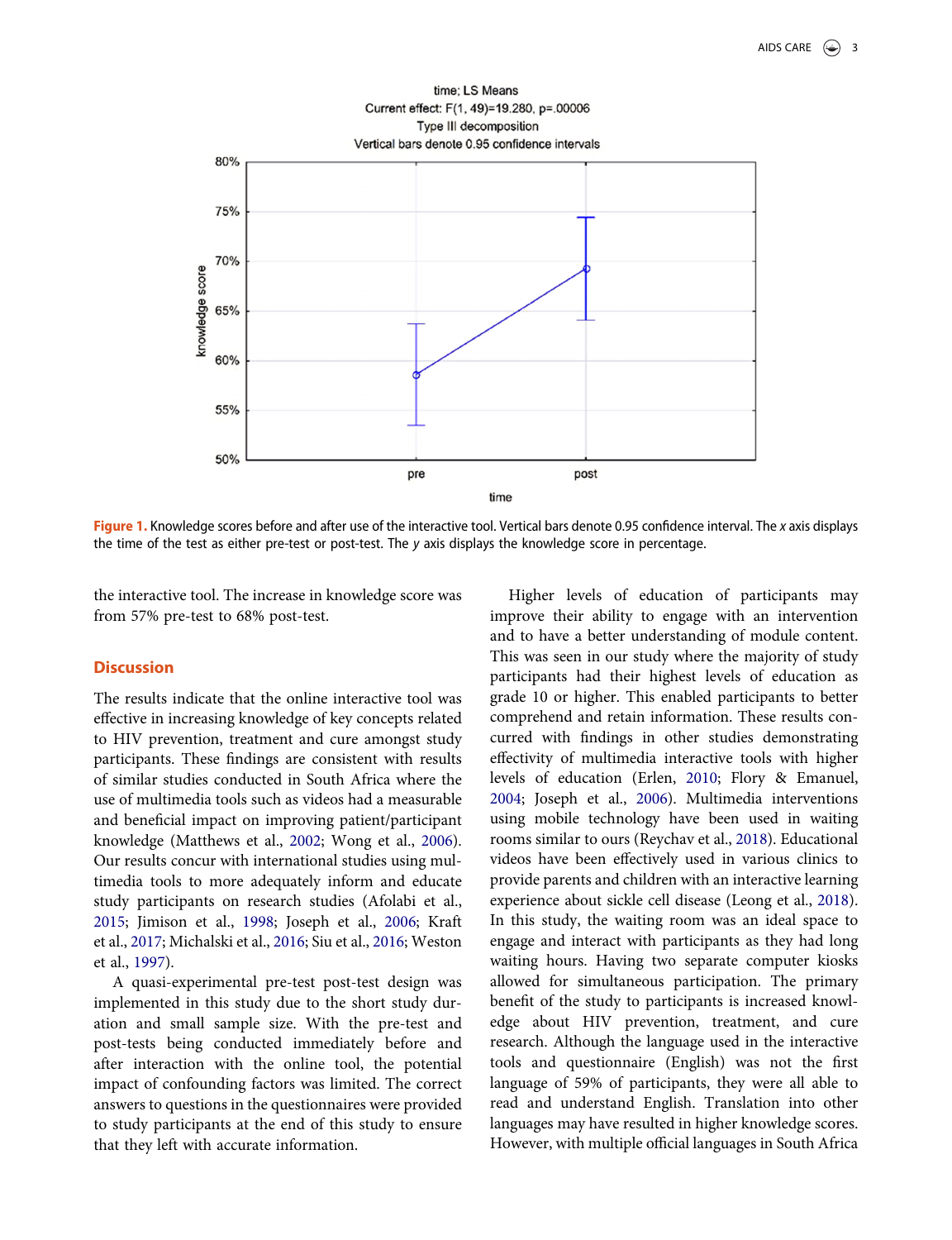Figure 1. Knowledge scores before and after use of the interactive tool. Vertical bars denote 0.95 confidence interval. The *x* axis displays the time of the test as either pre-test or post-test. The *y* axis displays the knowledge score in percentage.

the interactive tool. The increase in knowledge score was from 57% pre-test to 68% post-test.

## Discussion

The results indicate that the online interactive tool was effective in increasing knowledge of key concepts related to HIV prevention, treatment and cure amongst study participants. These findings are consistent with results of similar studies conducted in South Africa where the use of multimedia tools such as videos had a measurable and beneficial impact on improving patient/participant knowledge (Matthews et al., 2002; Wong et al., 2006). Our results concur with international studies using multimedia tools to more adequately inform and educate study participants on research studies (Afolabi et al., 2015; Jimison et al., 1998; Joseph et al., 2006; Kraft et al., 2017; Michalski et al., 2016; Siu et al., 2016; Weston et al., 1997).

A quasi-experimental pre-test post-test design was implemented in this study due to the short study duration and small sample size. With the pre-test and post-tests being conducted immediately before and after interaction with the online tool, the potential impact of confounding factors was limited. The correct answers to questions in the questionnaires were provided to study participants at the end of this study to ensure that they left with accurate information.

Higher levels of education of participants may improve their ability to engage with an intervention and to have a better understanding of module content. This was seen in our study where the majority of study participants had their highest levels of education as grade 10 or higher. This enabled participants to better comprehend and retain information. These results concurred with findings in other studies demonstrating effectivity of multimedia interactive tools with higher levels of education (Erlen, 2010; Flory & Emanuel, 2004; Joseph et al., 2006). Multimedia interventions using mobile technology have been used in waiting rooms similar to ours (Reychav et al., 2018). Educational videos have been effectively used in various clinics to provide parents and children with an interactive learning experience about sickle cell disease (Leong et al., 2018). In this study, the waiting room was an ideal space to engage and interact with participants as they had long waiting hours. Having two separate computer kiosks allowed for simultaneous participation. The primary benefit of the study to participants is increased knowledge about HIV prevention, treatment, and cure research. Although the language used in the interactive tools and questionnaire (English) was not the first language of 59% of participants, they were all able to read and understand English. Translation into other languages may have resulted in higher knowledge scores. However, with multiple official languages in South Africa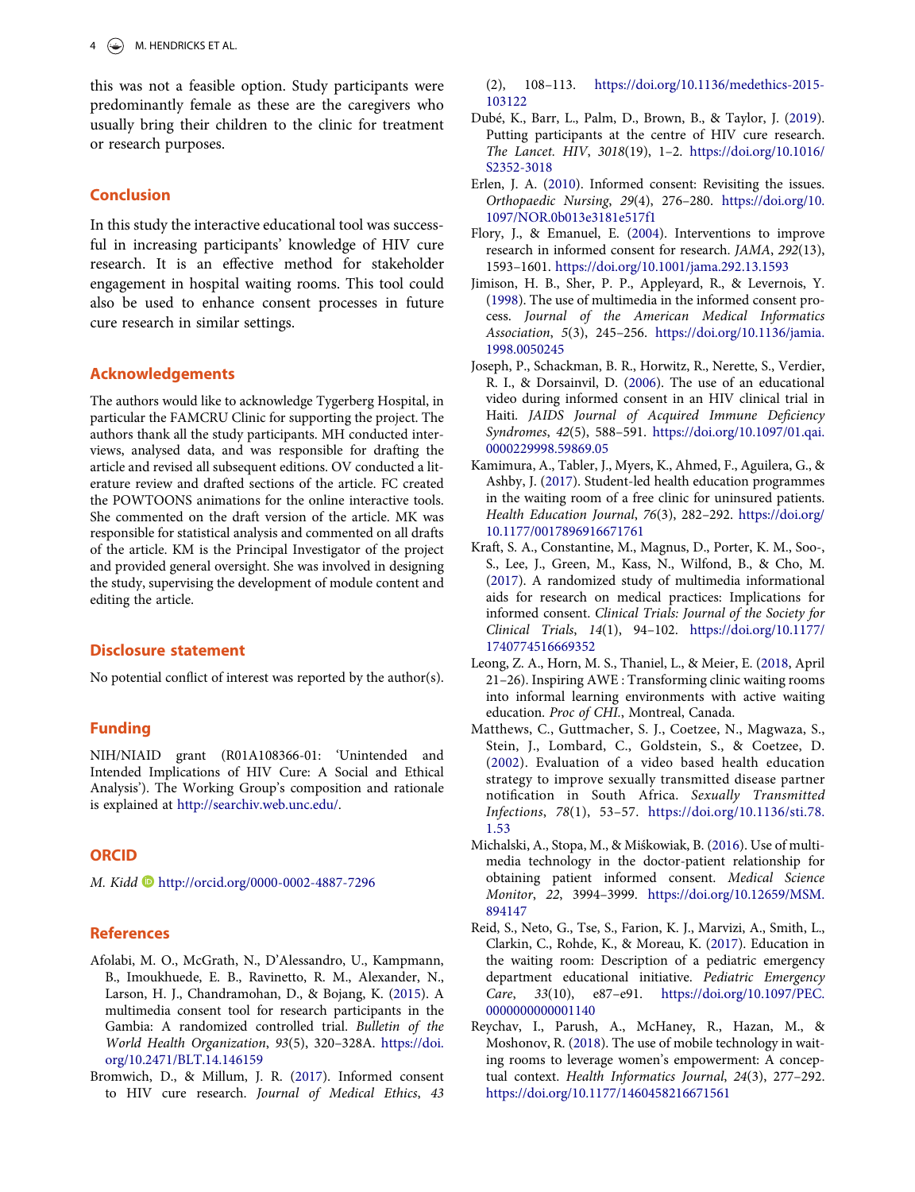this was not a feasible option. Study participants were predominantly female as these are the caregivers who usually bring their children to the clinic for treatment or research purposes.

## Conclusion

In this study the interactive educational tool was successful in increasing participants' knowledge of HIV cure research. It is an effective method for stakeholder engagement in hospital waiting rooms. This tool could also be used to enhance consent processes in future cure research in similar settings.

## Acknowledgements

The authors would like to acknowledge Tygerberg Hospital, in particular the FAMCRU Clinic for supporting the project. The authors thank all the study participants. MH conducted interviews, analysed data, and was responsible for drafting the article and revised all subsequent editions. OV conducted a literature review and drafted sections of the article. FC created the POWTOONS animations for the online interactive tools. She commented on the draft version of the article. MK was responsible for statistical analysis and commented on all drafts of the article. KM is the Principal Investigator of the project and provided general oversight. She was involved in designing the study, supervising the development of module content and editing the article.

## Disclosure statement

No potential conflict of interest was reported by the author(s).

## Funding

NIH/NIAID grant (R01A108366-01: 'Unintended and Intended Implications of HIV Cure: A Social and Ethical Analysis'). The Working Group's composition and rationale is explained at http://searchiv.web.unc.edu/.

## ORCID

*M. Kidd* http://orcid.org/0000-0002-4887-7296

## References

Afolabi, M. O., McGrath, N., D'Alessandro, U., Kampmann, B., Imoukhuede, E. B., Ravinetto, R. M., Alexander, N., Larson, H. J., Chandramohan, D., & Bojang, K. (2015). A multimedia consent tool for research participants in the Gambia: A randomized controlled trial. *Bulletin of the World Health Organization*, *93*(5), 320–328A. https://doi.org/10.2471/BLT.14.146159

Bromwich, D., & Millum, J. R. (2017). Informed consent to HIV cure research. *Journal of Medical Ethics*, *43*(2), 108–113. https://doi.org/10.1136/medethics-2015-103122

Dubé, K., Barr, L., Palm, D., Brown, B., & Taylor, J. (2019). Putting participants at the centre of HIV cure research. *The Lancet. HIV*, *3018*(19), 1–2. https://doi.org/10.1016/S2352-3018

Erlen, J. A. (2010). Informed consent: Revisiting the issues. *Orthopaedic Nursing*, *29*(4), 276–280. https://doi.org/10.1097/NOR.0b013e3181e517f1

Flory, J., & Emanuel, E. (2004). Interventions to improve research in informed consent for research. *JAMA*, *292*(13), 1593–1601. https://doi.org/10.1001/jama.292.13.1593

Jimison, H. B., Sher, P. P., Appleyard, R., & Levernois, Y. (1998). The use of multimedia in the informed consent process. *Journal of the American Medical Informatics Association*, *5*(3), 245–256. https://doi.org/10.1136/jamia.1998.0050245

Joseph, P., Schackman, B. R., Horwitz, R., Nerette, S., Verdier, R. I., & Dorsainvil, D. (2006). The use of an educational video during informed consent in an HIV clinical trial in Haiti. *JAIDS Journal of Acquired Immune Deficiency Syndromes*, *42*(5), 588–591. https://doi.org/10.1097/01.qai.0000229998.59869.05

Kamimura, A., Tabler, J., Myers, K., Ahmed, F., Aguilera, G., & Ashby, J. (2017). Student-led health education programmes in the waiting room of a free clinic for uninsured patients. *Health Education Journal*, *76*(3), 282–292. https://doi.org/10.1177/0017896916671761

Kraft, S. A., Constantine, M., Magnus, D., Porter, K. M., Soo-, S., Lee, J., Green, M., Kass, N., Wilfond, B., & Cho, M. (2017). A randomized study of multimedia informational aids for research on medical practices: Implications for informed consent. *Clinical Trials: Journal of the Society for Clinical Trials*, *14*(1), 94–102. https://doi.org/10.1177/1740774516669352

Leong, Z. A., Horn, M. S., Thaniel, L., & Meier, E. (2018, April 21–26). Inspiring AWE : Transforming clinic waiting rooms into informal learning environments with active waiting education. *Proc of CHI.*, Montreal, Canada.

Matthews, C., Guttmacher, S. J., Coetzee, N., Magwaza, S., Stein, J., Lombard, C., Goldstein, S., & Coetzee, D. (2002). Evaluation of a video based health education strategy to improve sexually transmitted disease partner notification in South Africa. *Sexually Transmitted Infections*, *78*(1), 53–57. https://doi.org/10.1136/sti.78.1.53

Michalski, A., Stopa, M., & Miśkowiak, B. (2016). Use of multimedia technology in the doctor-patient relationship for obtaining patient informed consent. *Medical Science Monitor*, *22*, 3994–3999. https://doi.org/10.12659/MSM.894147

Reid, S., Neto, G., Tse, S., Farion, K. J., Marvizi, A., Smith, L., Clarkin, C., Rohde, K., & Moreau, K. (2017). Education in the waiting room: Description of a pediatric emergency department educational initiative. *Pediatric Emergency Care*, *33*(10), e87–e91. https://doi.org/10.1097/PEC.0000000000001140

Reychav, I., Parush, A., McHaney, R., Hazan, M., & Moshonov, R. (2018). The use of mobile technology in waiting rooms to leverage women's empowerment: A conceptual context. *Health Informatics Journal*, *24*(3), 277–292. https://doi.org/10.1177/1460458216671561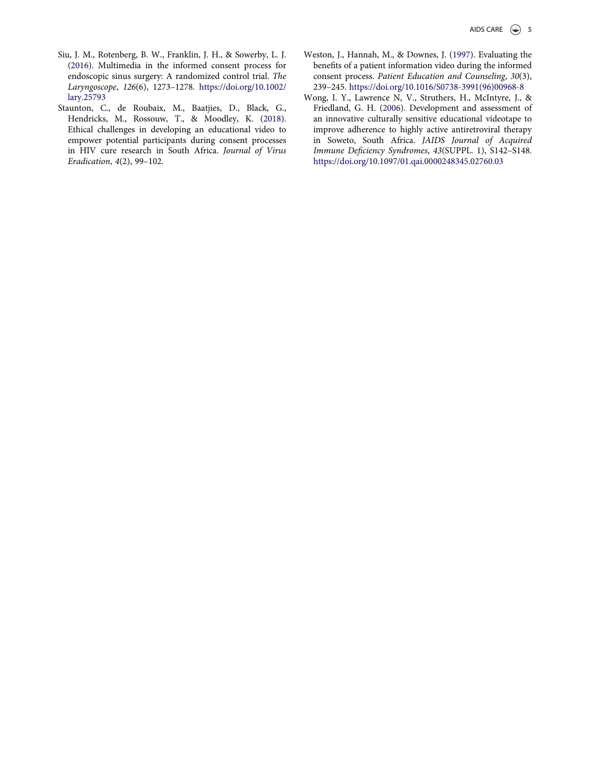Siu, J. M., Rotenberg, B. W., Franklin, J. H., & Sowerby, L. J. (2016). Multimedia in the informed consent process for endoscopic sinus surgery: A randomized control trial. *The Laryngoscope*, *126*(6), 1273–1278. https://doi.org/10.1002/lary.25793

Staunton, C., de Roubaix, M., Baatjies, D., Black, G., Hendricks, M., Rossouw, T., & Moodley, K. (2018). Ethical challenges in developing an educational video to empower potential participants during consent processes in HIV cure research in South Africa. *Journal of Virus Eradication*, *4*(2), 99–102.

Weston, J., Hannah, M., & Downes, J. (1997). Evaluating the benefits of a patient information video during the informed consent process. *Patient Education and Counseling*, *30*(3), 239–245. https://doi.org/10.1016/S0738-3991(96)00968-8

Wong, I. Y., Lawrence N, V., Struthers, H., McIntyre, J., & Friedland, G. H. (2006). Development and assessment of an innovative culturally sensitive educational videotape to improve adherence to highly active antiretroviral therapy in Soweto, South Africa. *JAIDS Journal of Acquired Immune Deficiency Syndromes*, *43*(SUPPL. 1), S142–S148. https://doi.org/10.1097/01.qai.0000248345.02760.03